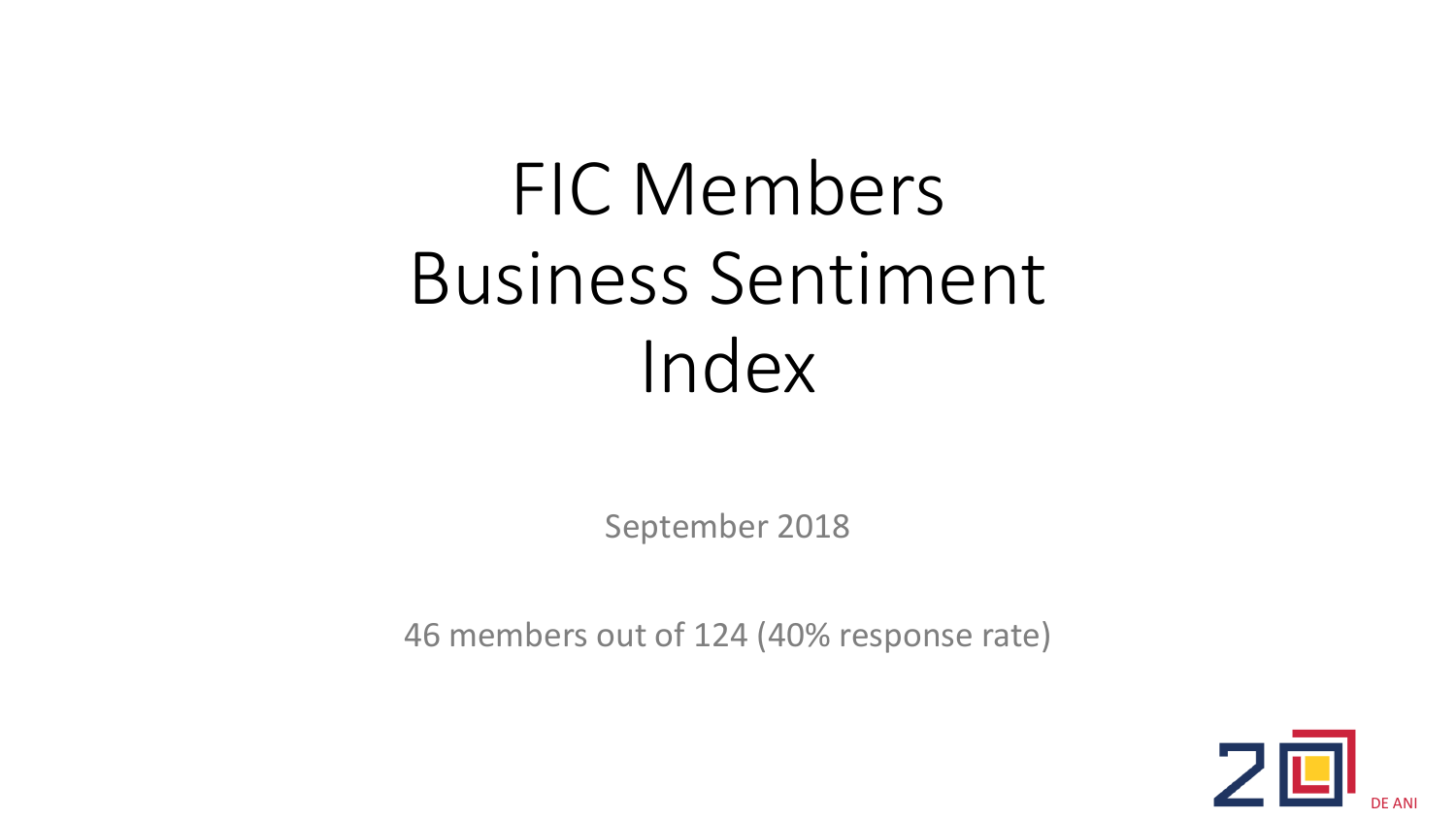# FIC Members Business Sentiment Index

September 2018

46 members out of 124 (40% response rate)

20 DE ANI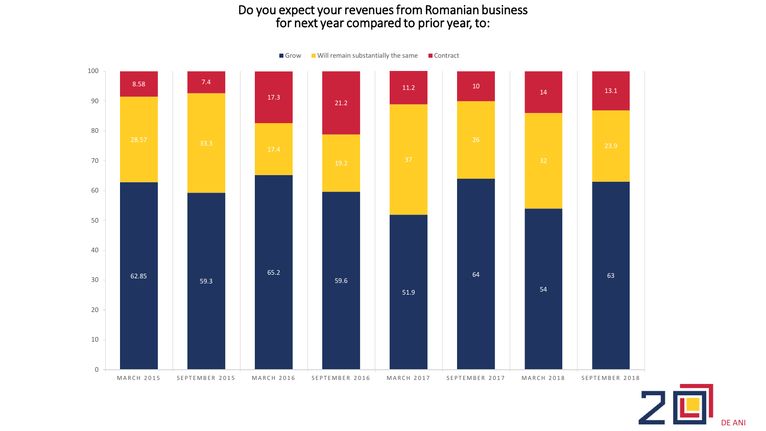# Do you expect your revenues from Romanian business for next year compared to prior year, to:

| | Grow | Will remain substantially the same | Contract |
|---|---|---|---|
| MARCH 2015 | 62.85 | 28.57 | 8.58 |
| SEPTEMBER 2015 | 59.3 | 33.3 | 7.4 |
| MARCH 2016 | 65.2 | 17.4 | 17.3 |
| SEPTEMBER 2016 | 59.6 | 19.2 | 21.2 |
| MARCH 2017 | 51.9 | 37 | 11.2 |
| SEPTEMBER 2017 | 64 | 26 | 10 |
| MARCH 2018 | 54 | 32 | 14 |
| SEPTEMBER 2018 | 63 | 23.9 | 13.1 |

20 DE ANI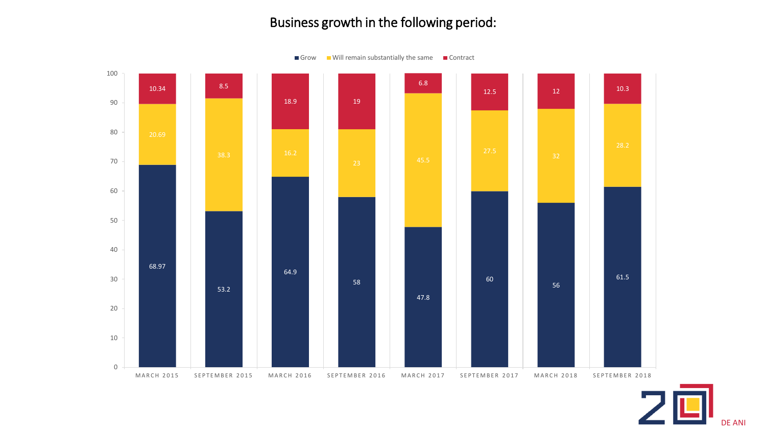# Business growth in the following period:

| Period | Grow | Will remain substantially the same | Contract |
|---|---|---|---|
| MARCH 2015 | 68.97 | 20.69 | 10.34 |
| SEPTEMBER 2015 | 53.2 | 38.3 | 8.5 |
| MARCH 2016 | 64.9 | 16.2 | 18.9 |
| SEPTEMBER 2016 | 58 | 23 | 19 |
| MARCH 2017 | 47.8 | 45.5 | 6.8 |
| SEPTEMBER 2017 | 60 | 27.5 | 12.5 |
| MARCH 2018 | 56 | 32 | 12 |
| SEPTEMBER 2018 | 61.5 | 28.2 | 10.3 |

20 DE ANI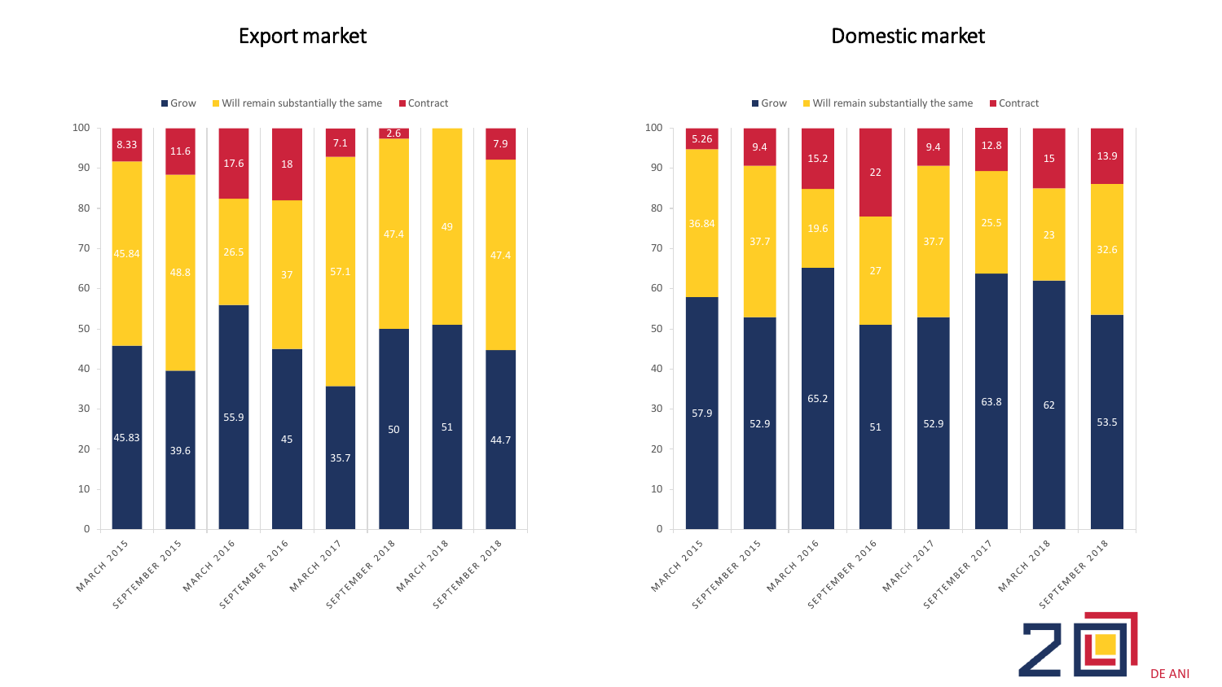## Export market

| | Grow | Will remain substantially the same | Contract |
|---|---|---|---|
| MARCH 2015 | 45.83 | 45.84 | 8.33 |
| SEPTEMBER 2015 | 39.6 | 48.8 | 11.6 |
| MARCH 2016 | 55.9 | 26.5 | 17.6 |
| SEPTEMBER 2016 | 45 | 37 | 18 |
| MARCH 2017 | 35.7 | 57.1 | 7.1 |
| SEPTEMBER 2018 | 50 | 47.4 | 2.6 |
| MARCH 2018 | 51 | 49 | |
| SEPTEMBER 2018 | 44.7 | 47.4 | 7.9 |

## Domestic market

| | Grow | Will remain substantially the same | Contract |
|---|---|---|---|
| MARCH 2015 | 57.9 | 36.84 | 5.26 |
| SEPTEMBER 2015 | 52.9 | 37.7 | 9.4 |
| MARCH 2016 | 65.2 | 19.6 | 15.2 |
| SEPTEMBER 2016 | 51 | 27 | 22 |
| MARCH 2017 | 52.9 | 37.7 | 9.4 |
| SEPTEMBER 2017 | 63.8 | 25.5 | 12.8 |
| MARCH 2018 | 62 | 23 | 15 |
| SEPTEMBER 2018 | 53.5 | 32.6 | 13.9 |

20 DE ANI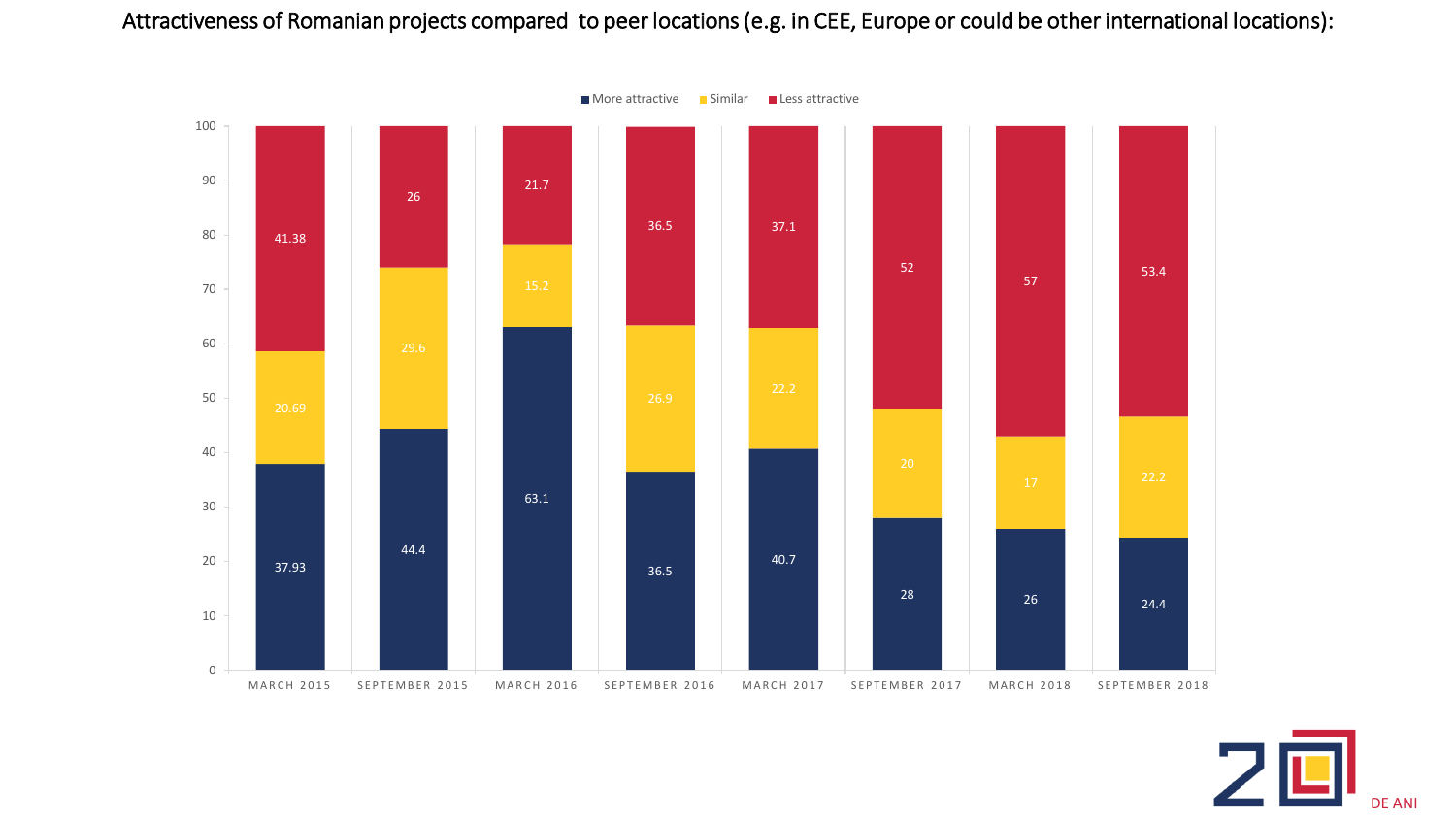# Attractiveness of Romanian projects compared to peer locations (e.g. in CEE, Europe or could be other international locations):

| | More attractive | Similar | Less attractive |
|---|---|---|---|
| MARCH 2015 | 37.93 | 20.69 | 41.38 |
| SEPTEMBER 2015 | 44.4 | 29.6 | 26 |
| MARCH 2016 | 63.1 | 15.2 | 21.7 |
| SEPTEMBER 2016 | 36.5 | 26.9 | 36.5 |
| MARCH 2017 | 40.7 | 22.2 | 37.1 |
| SEPTEMBER 2017 | 28 | 20 | 52 |
| MARCH 2018 | 26 | 17 | 57 |
| SEPTEMBER 2018 | 24.4 | 22.2 | 53.4 |

20 DE ANI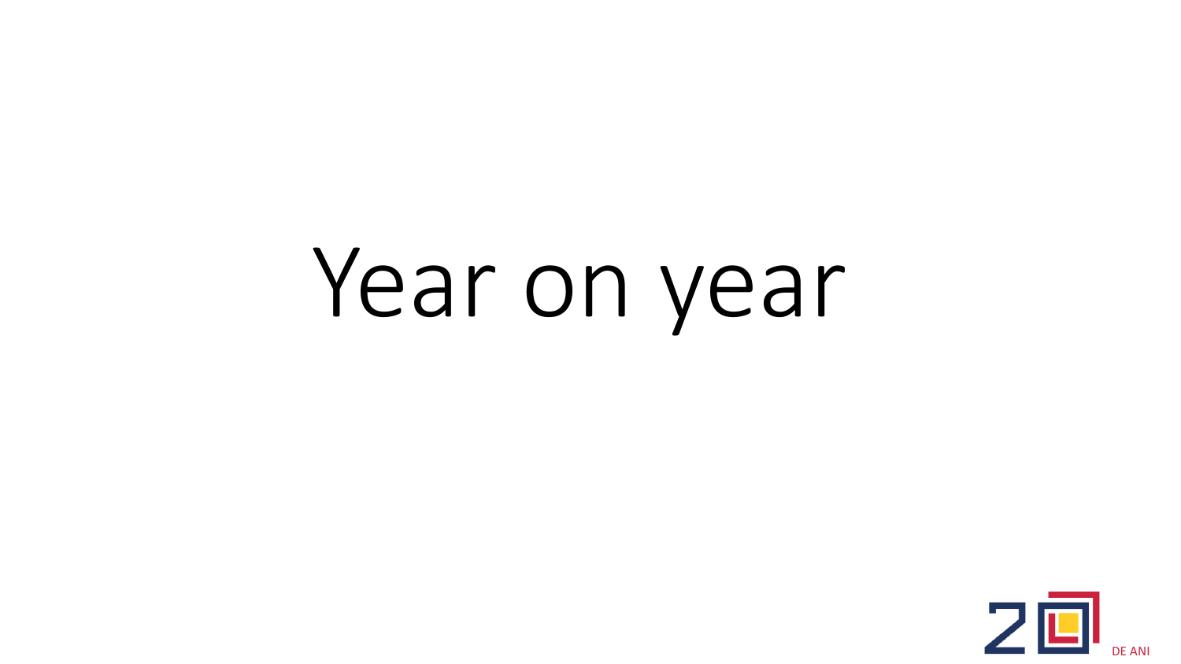# Year on year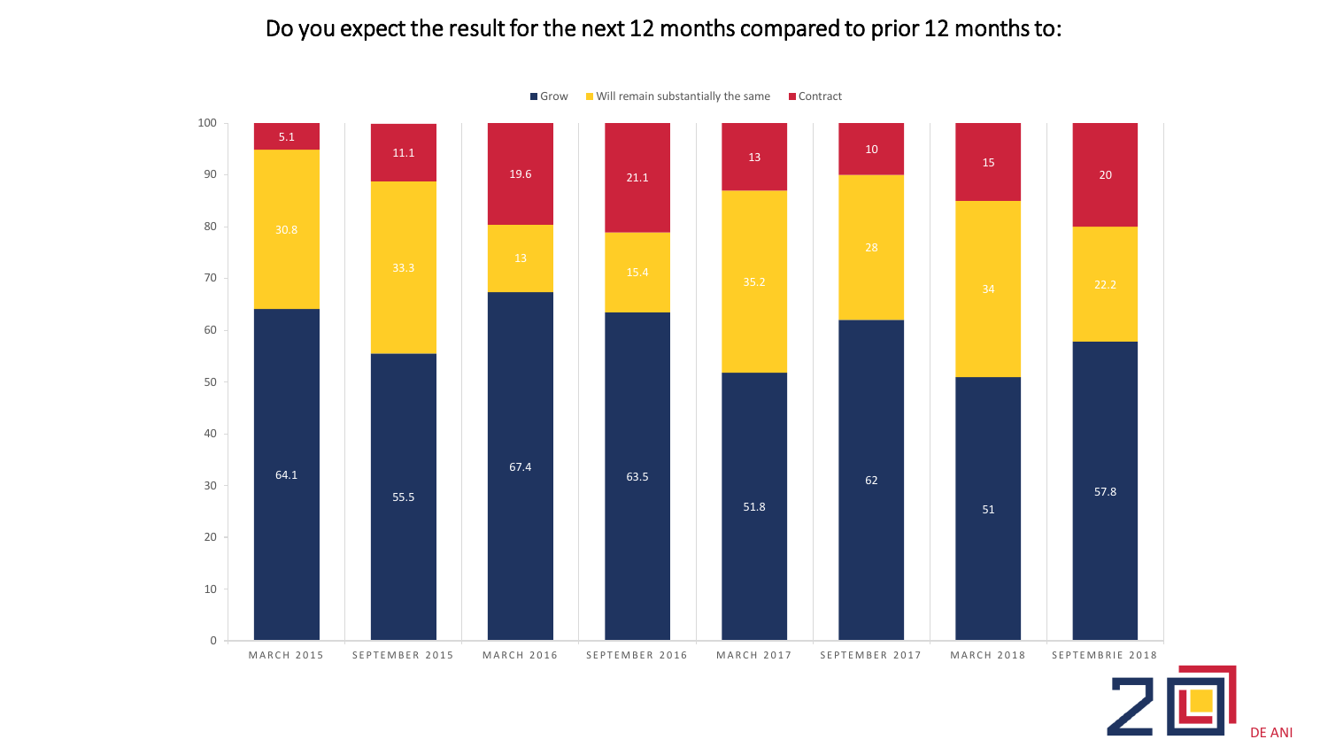# Do you expect the result for the next 12 months compared to prior 12 months to:

| | Grow | Will remain substantially the same | Contract |
|---|---|---|---|
| MARCH 2015 | 64.1 | 30.8 | 5.1 |
| SEPTEMBER 2015 | 55.5 | 33.3 | 11.1 |
| MARCH 2016 | 67.4 | 13 | 19.6 |
| SEPTEMBER 2016 | 63.5 | 15.4 | 21.1 |
| MARCH 2017 | 51.8 | 35.2 | 13 |
| SEPTEMBER 2017 | 62 | 28 | 10 |
| MARCH 2018 | 51 | 34 | 15 |
| SEPTEMBRIE 2018 | 57.8 | 22.2 | 20 |

20 DE ANI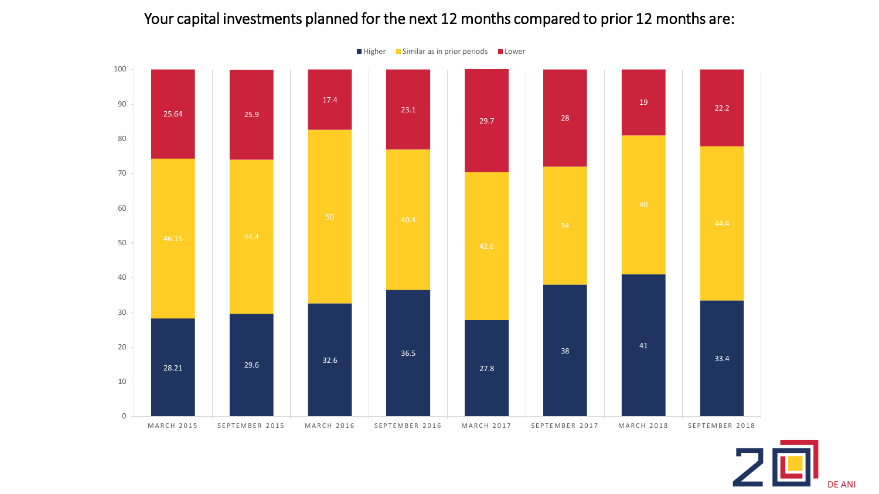# Your capital investments planned for the next 12 months compared to prior 12 months are:

| | Higher | Similar as in prior periods | Lower |
|---|---|---|---|
| MARCH 2015 | 28.21 | 46.15 | 25.64 |
| SEPTEMBER 2015 | 29.6 | 44.4 | 25.9 |
| MARCH 2016 | 32.6 | 50 | 17.4 |
| SEPTEMBER 2016 | 36.5 | 40.4 | 23.1 |
| MARCH 2017 | 27.8 | 42.6 | 29.7 |
| SEPTEMBER 2017 | 38 | 34 | 28 |
| MARCH 2018 | 41 | 40 | 19 |
| SEPTEMBER 2018 | 33.4 | 44.4 | 22.2 |

20 DE ANI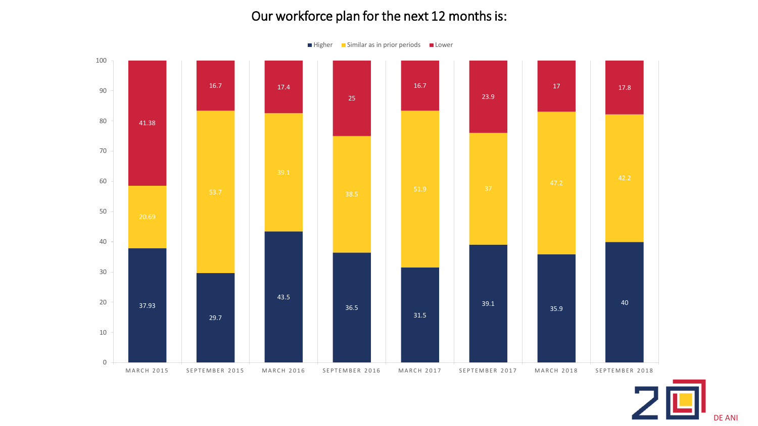# Our workforce plan for the next 12 months is:

| | Higher | Similar as in prior periods | Lower |
|---|---|---|---|
| MARCH 2015 | 37.93 | 20.69 | 41.38 |
| SEPTEMBER 2015 | 29.7 | 53.7 | 16.7 |
| MARCH 2016 | 43.5 | 39.1 | 17.4 |
| SEPTEMBER 2016 | 36.5 | 38.5 | 25 |
| MARCH 2017 | 31.5 | 51.9 | 16.7 |
| SEPTEMBER 2017 | 39.1 | 37 | 23.9 |
| MARCH 2018 | 35.9 | 47.2 | 17 |
| SEPTEMBER 2018 | 40 | 42.2 | 17.8 |

DE ANI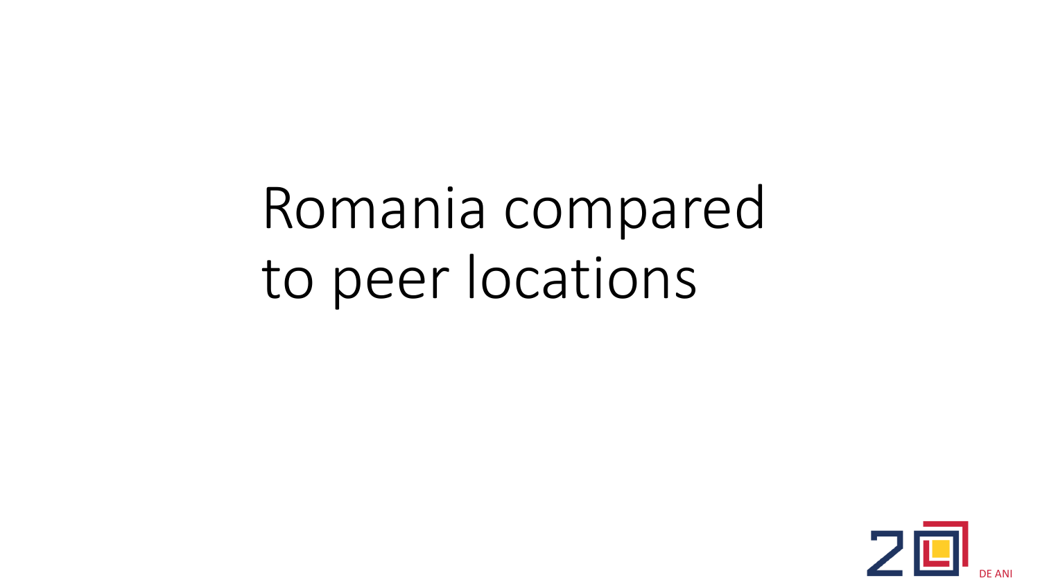# Romania compared to peer locations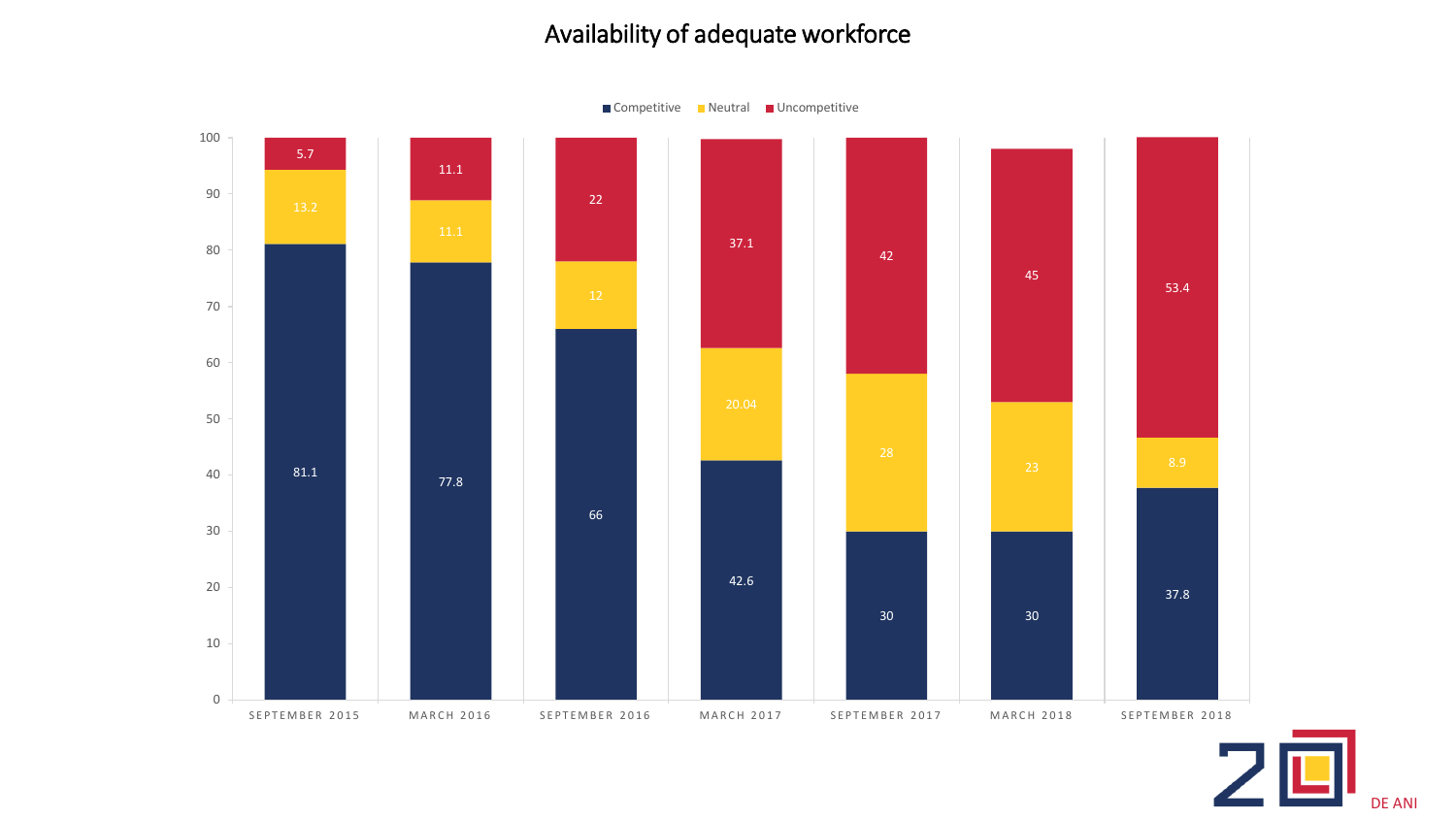# Availability of adequate workforce

| | Competitive | Neutral | Uncompetitive |
| --- | --- | --- | --- |
| SEPTEMBER 2015 | 81.1 | 13.2 | 5.7 |
| MARCH 2016 | 77.8 | 11.1 | 11.1 |
| SEPTEMBER 2016 | 66 | 12 | 22 |
| MARCH 2017 | 42.6 | 20.04 | 37.1 |
| SEPTEMBER 2017 | 30 | 28 | 42 |
| MARCH 2018 | 30 | 23 | 45 |
| SEPTEMBER 2018 | 37.8 | 8.9 | 53.4 |

DE ANI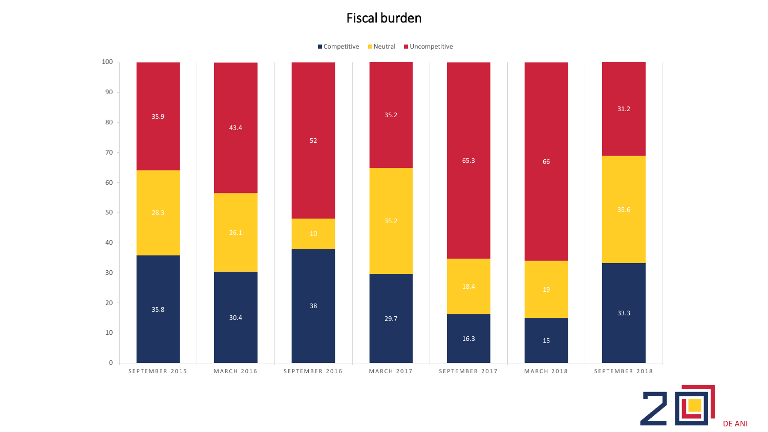# Fiscal burden

| | Competitive | Neutral | Uncompetitive |
|---|---|---|---|
| SEPTEMBER 2015 | 35.8 | 28.3 | 35.9 |
| MARCH 2016 | 30.4 | 26.1 | 43.4 |
| SEPTEMBER 2016 | 38 | 10 | 52 |
| MARCH 2017 | 29.7 | 35.2 | 35.2 |
| SEPTEMBER 2017 | 16.3 | 18.4 | 65.3 |
| MARCH 2018 | 15 | 19 | 66 |
| SEPTEMBER 2018 | 33.3 | 35.6 | 31.2 |

20 DE ANI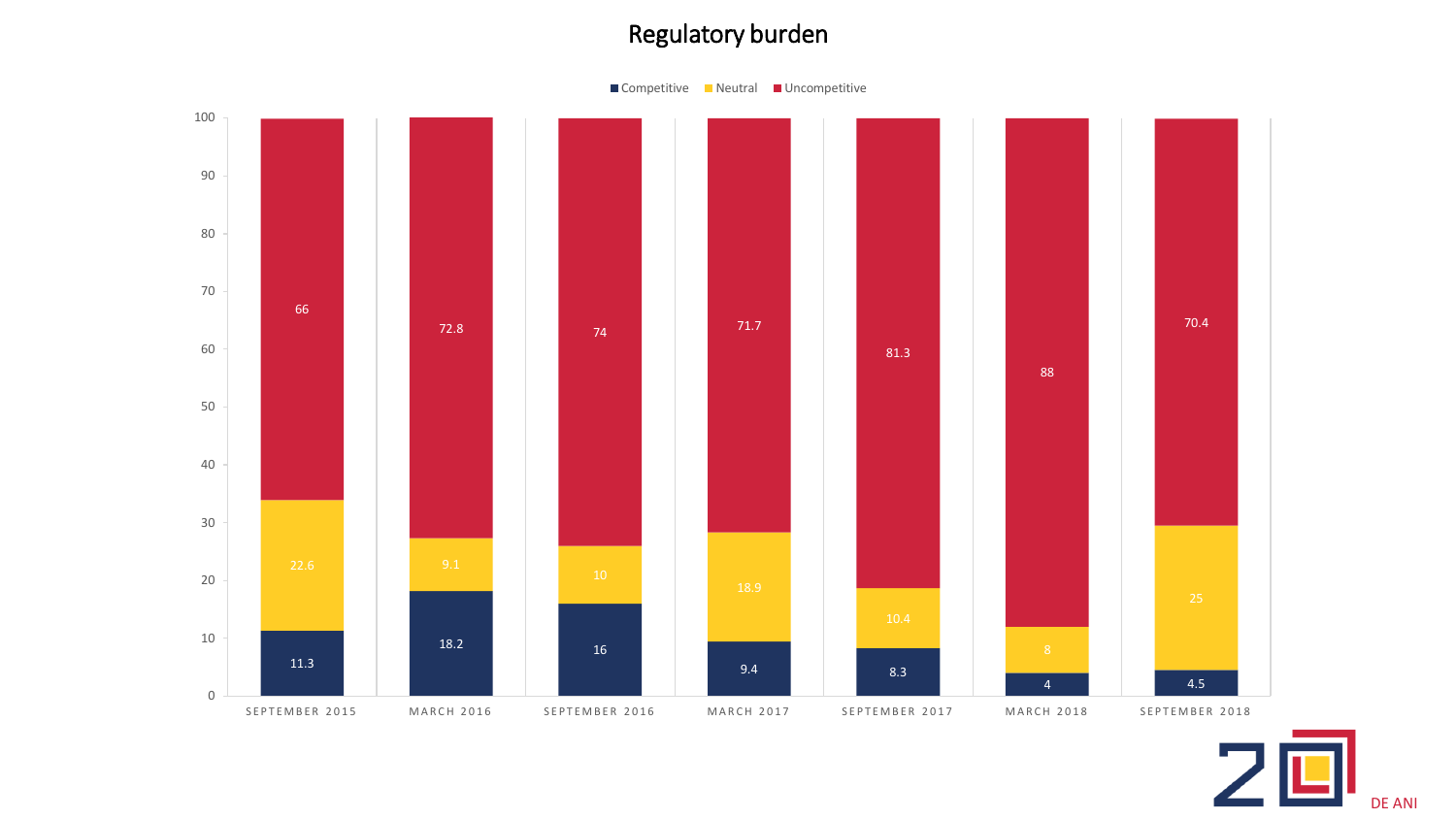# Regulatory burden

| | Competitive | Neutral | Uncompetitive |
|---|---|---|---|
| SEPTEMBER 2015 | 11.3 | 22.6 | 66 |
| MARCH 2016 | 18.2 | 9.1 | 72.8 |
| SEPTEMBER 2016 | 16 | 10 | 74 |
| MARCH 2017 | 9.4 | 18.9 | 71.7 |
| SEPTEMBER 2017 | 8.3 | 10.4 | 81.3 |
| MARCH 2018 | 4 | 8 | 88 |
| SEPTEMBER 2018 | 4.5 | 25 | 70.4 |

20 DE ANI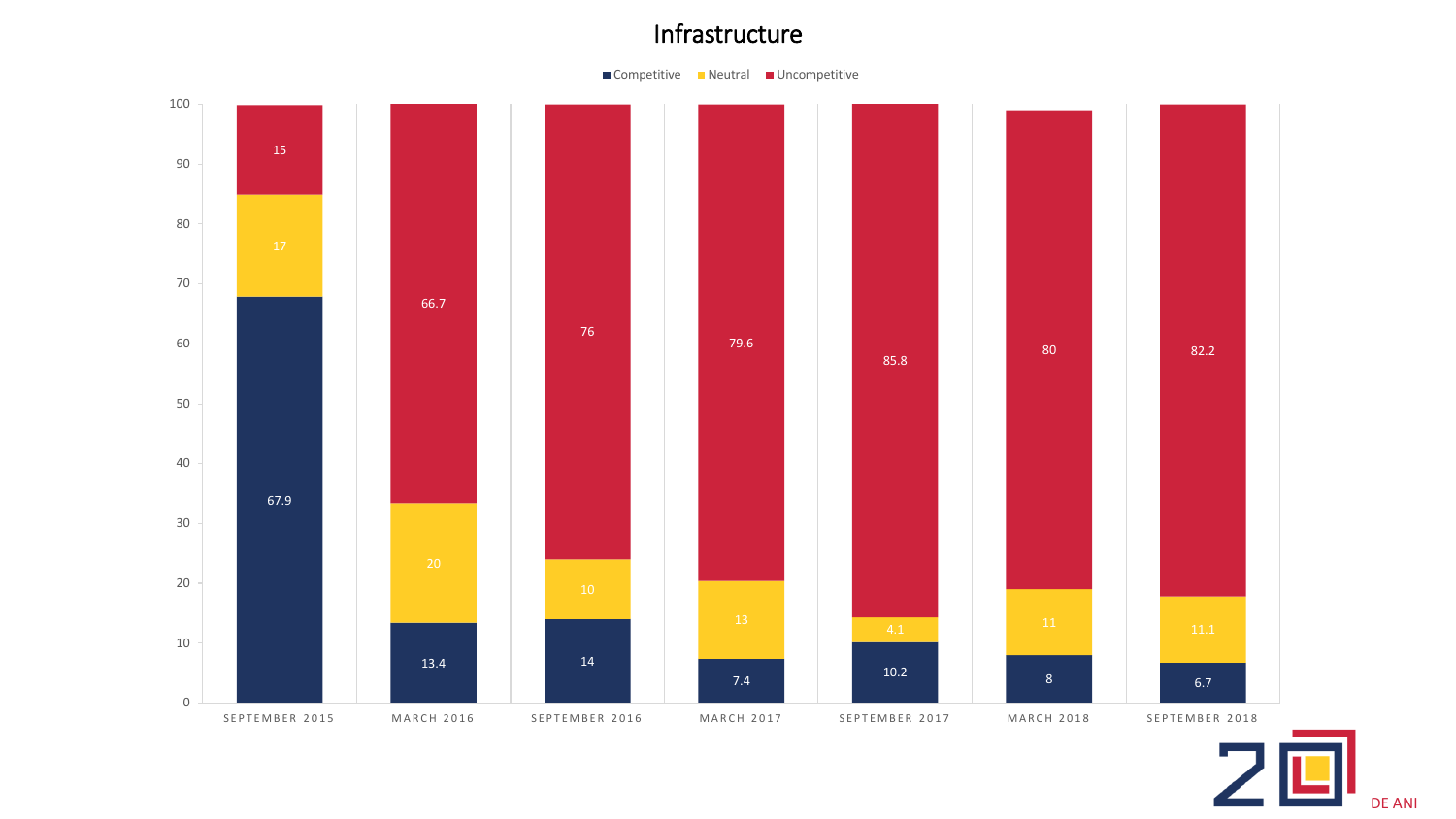# Infrastructure

| | Competitive | Neutral | Uncompetitive |
|---|---|---|---|
| SEPTEMBER 2015 | 67.9 | 17 | 15 |
| MARCH 2016 | 13.4 | 20 | 66.7 |
| SEPTEMBER 2016 | 14 | 10 | 76 |
| MARCH 2017 | 7.4 | 13 | 79.6 |
| SEPTEMBER 2017 | 10.2 | 4.1 | 85.8 |
| MARCH 2018 | 8 | 11 | 80 |
| SEPTEMBER 2018 | 6.7 | 11.1 | 82.2 |

20 DE ANI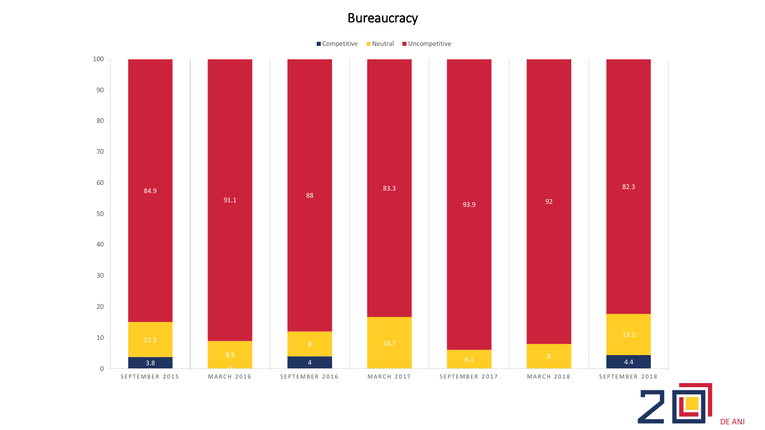# Bureaucracy

| | Competitive | Neutral | Uncompetitive |
|---|---|---|---|
| SEPTEMBER 2015 | 3.8 | 11.3 | 84.9 |
| MARCH 2016 | 0 | 8.9 | 91.1 |
| SEPTEMBER 2016 | 4 | 8 | 88 |
| MARCH 2017 | | 16.7 | 83.3 |
| SEPTEMBER 2017 | | 6.1 | 93.9 |
| MARCH 2018 | | 8 | 92 |
| SEPTEMBER 2018 | 4.4 | 13.3 | 82.3 |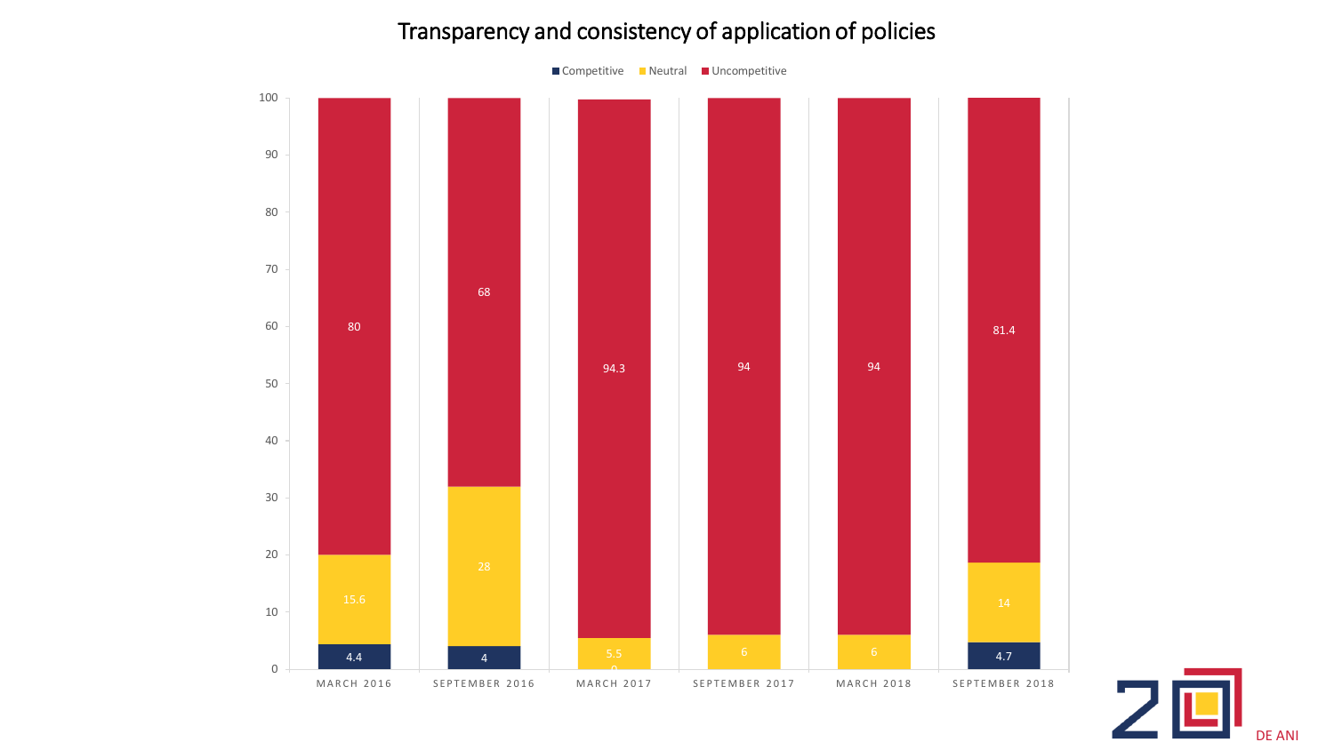# Transparency and consistency of application of policies

| | March 2016 | September 2016 | March 2017 | September 2017 | March 2018 | September 2018 |
|---|---|---|---|---|---|---|
| Competitive | 4.4 | 4 | 0 | | | 4.7 |
| Neutral | 15.6 | 28 | 5.5 | 6 | 6 | 14 |
| Uncompetitive | 80 | 68 | 94.3 | 94 | 94 | 81.4 |

DE ANI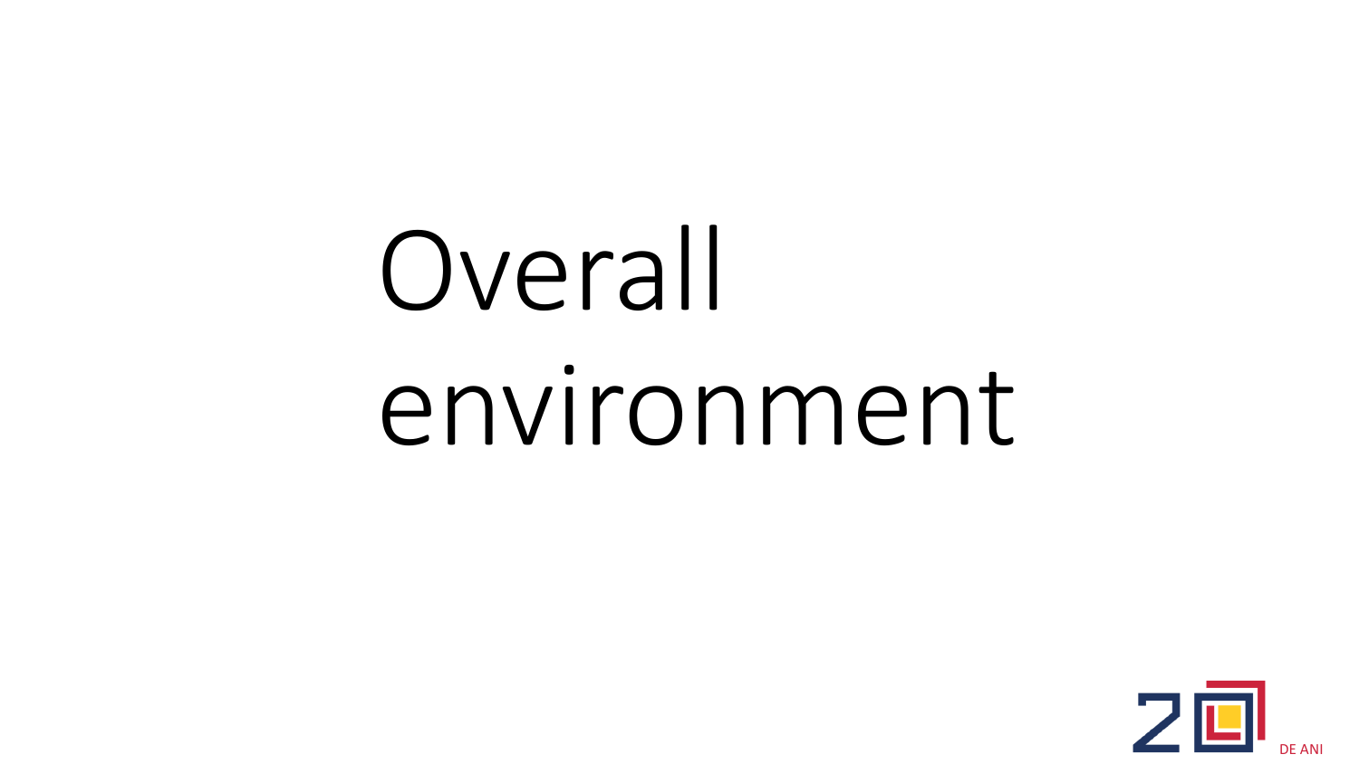# Overall environment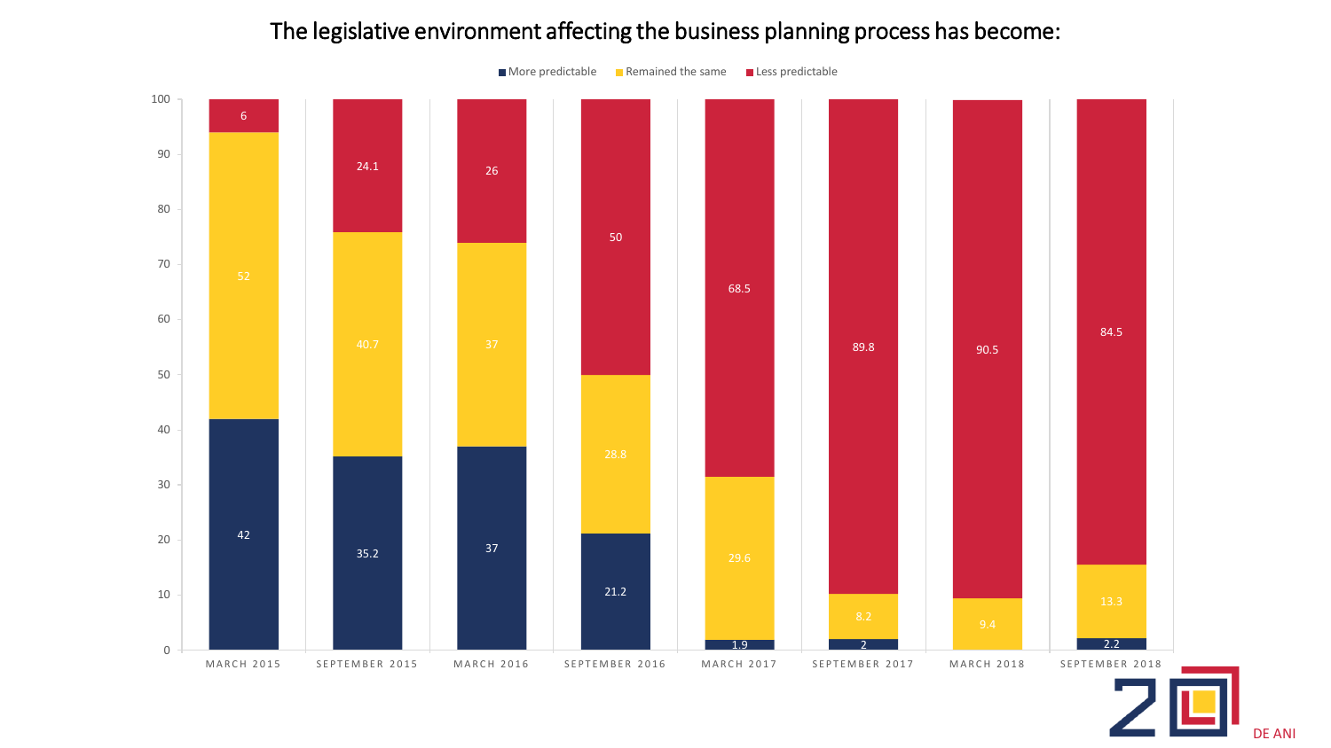# The legislative environment affecting the business planning process has become:

| | More predictable | Remained the same | Less predictable |
|---|---|---|---|
| MARCH 2015 | 42 | 52 | 6 |
| SEPTEMBER 2015 | 35.2 | 40.7 | 24.1 |
| MARCH 2016 | 37 | 37 | 26 |
| SEPTEMBER 2016 | 21.2 | 28.8 | 50 |
| MARCH 2017 | 1.9 | 29.6 | 68.5 |
| SEPTEMBER 2017 | 2 | 8.2 | 89.8 |
| MARCH 2018 | | 9.4 | 90.5 |
| SEPTEMBER 2018 | 2.2 | 13.3 | 84.5 |

20 DE ANI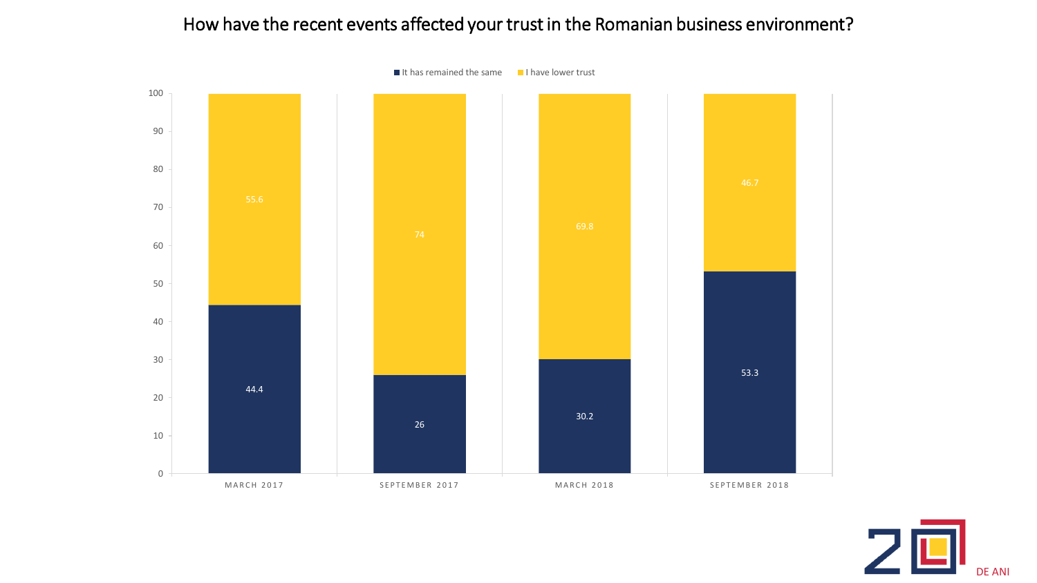# How have the recent events affected your trust in the Romanian business environment?

| | It has remained the same | I have lower trust |
|---|---|---|
| MARCH 2017 | 44.4 | 55.6 |
| SEPTEMBER 2017 | 26 | 74 |
| MARCH 2018 | 30.2 | 69.8 |
| SEPTEMBER 2018 | 53.3 | 46.7 |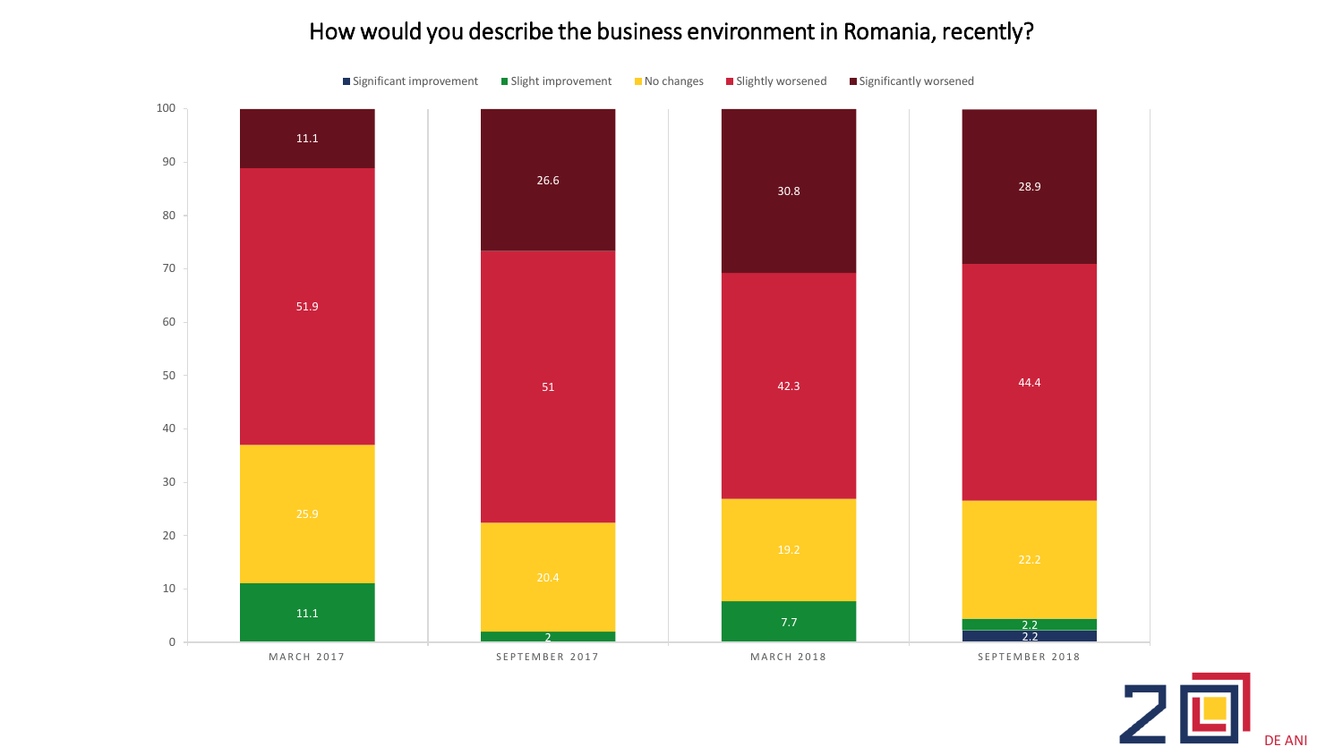# How would you describe the business environment in Romania, recently?

Significant improvement
Slight improvement
No changes
Slightly worsened
Significantly worsened

100
90
80
70
60
50
40
30
20
10
0

MARCH 2017: 11.1, 25.9, 51.9, 11.1

SEPTEMBER 2017: 2, 20.4, 51, 26.6

MARCH 2018: 7.7, 19.2, 42.3, 30.8

SEPTEMBER 2018: 2.2, 2.2, 22.2, 44.4, 28.9

20 DE ANI